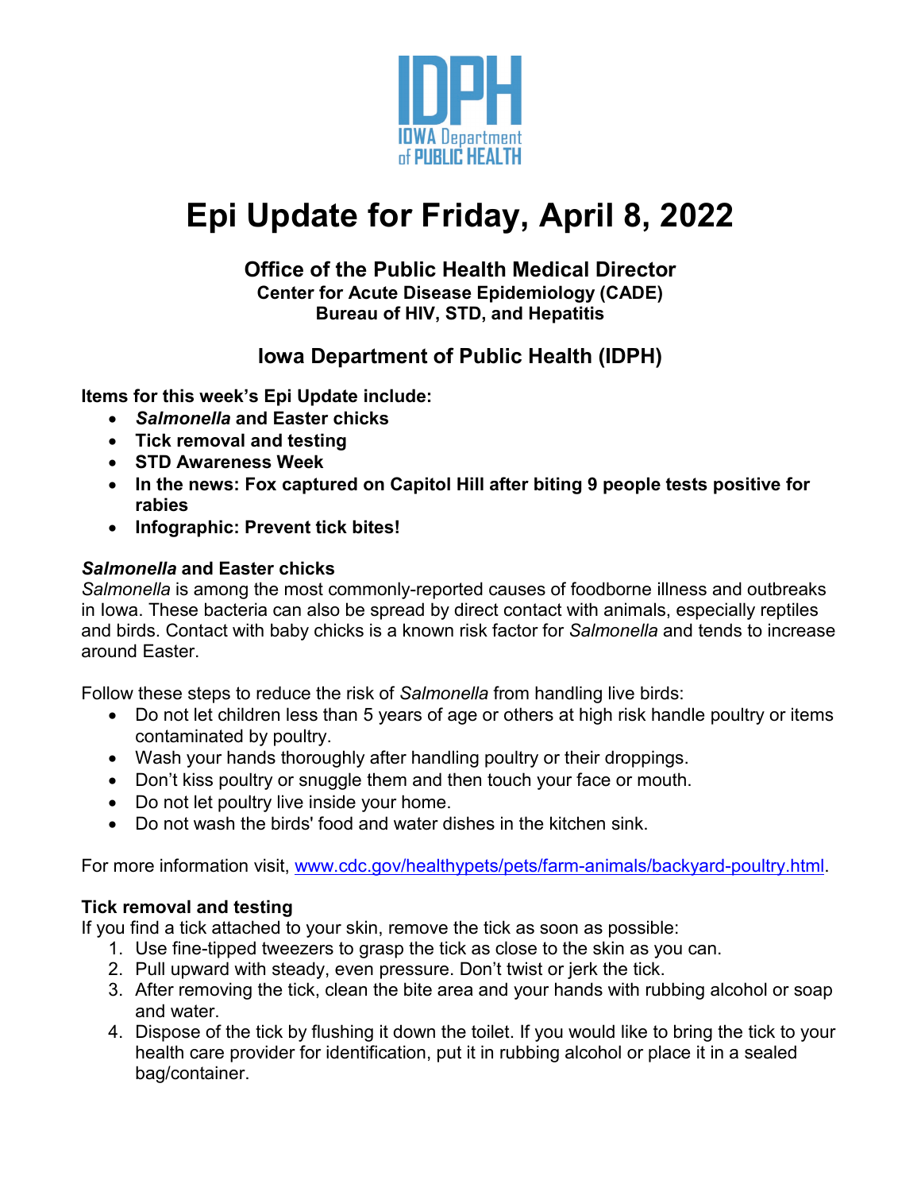IDPH
IOWA Department of PUBLIC HEALTH

# Epi Update for Friday, April 8, 2022

### Office of the Public Health Medical Director
**Center for Acute Disease Epidemiology (CADE)**
**Bureau of HIV, STD, and Hepatitis**

### Iowa Department of Public Health (IDPH)

**Items for this week's Epi Update include:**

- ***Salmonella* and Easter chicks**
- **Tick removal and testing**
- **STD Awareness Week**
- **In the news: Fox captured on Capitol Hill after biting 9 people tests positive for rabies**
- **Infographic: Prevent tick bites!**

### *Salmonella* and Easter chicks

*Salmonella* is among the most commonly-reported causes of foodborne illness and outbreaks in Iowa. These bacteria can also be spread by direct contact with animals, especially reptiles and birds. Contact with baby chicks is a known risk factor for *Salmonella* and tends to increase around Easter.

Follow these steps to reduce the risk of *Salmonella* from handling live birds:

- Do not let children less than 5 years of age or others at high risk handle poultry or items contaminated by poultry.
- Wash your hands thoroughly after handling poultry or their droppings.
- Don't kiss poultry or snuggle them and then touch your face or mouth.
- Do not let poultry live inside your home.
- Do not wash the birds' food and water dishes in the kitchen sink.

For more information visit, [www.cdc.gov/healthypets/pets/farm-animals/backyard-poultry.html](www.cdc.gov/healthypets/pets/farm-animals/backyard-poultry.html).

### Tick removal and testing

If you find a tick attached to your skin, remove the tick as soon as possible:

1. Use fine-tipped tweezers to grasp the tick as close to the skin as you can.
2. Pull upward with steady, even pressure. Don't twist or jerk the tick.
3. After removing the tick, clean the bite area and your hands with rubbing alcohol or soap and water.
4. Dispose of the tick by flushing it down the toilet. If you would like to bring the tick to your health care provider for identification, put it in rubbing alcohol or place it in a sealed bag/container.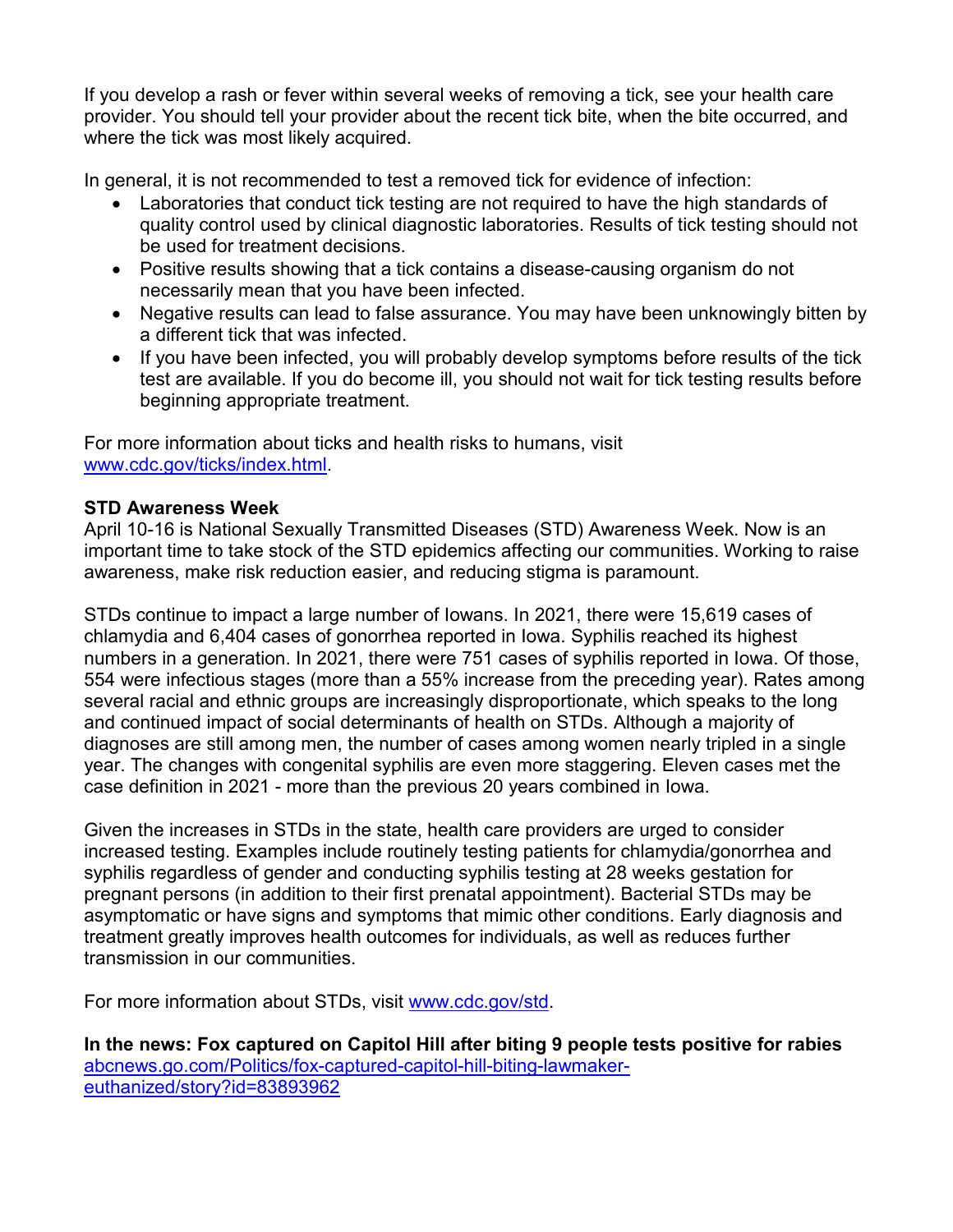If you develop a rash or fever within several weeks of removing a tick, see your health care provider. You should tell your provider about the recent tick bite, when the bite occurred, and where the tick was most likely acquired.

In general, it is not recommended to test a removed tick for evidence of infection:

- Laboratories that conduct tick testing are not required to have the high standards of quality control used by clinical diagnostic laboratories. Results of tick testing should not be used for treatment decisions.
- Positive results showing that a tick contains a disease-causing organism do not necessarily mean that you have been infected.
- Negative results can lead to false assurance. You may have been unknowingly bitten by a different tick that was infected.
- If you have been infected, you will probably develop symptoms before results of the tick test are available. If you do become ill, you should not wait for tick testing results before beginning appropriate treatment.

For more information about ticks and health risks to humans, visit [www.cdc.gov/ticks/index.html](www.cdc.gov/ticks/index.html).

**STD Awareness Week**

April 10-16 is National Sexually Transmitted Diseases (STD) Awareness Week. Now is an important time to take stock of the STD epidemics affecting our communities. Working to raise awareness, make risk reduction easier, and reducing stigma is paramount.

STDs continue to impact a large number of Iowans. In 2021, there were 15,619 cases of chlamydia and 6,404 cases of gonorrhea reported in Iowa. Syphilis reached its highest numbers in a generation. In 2021, there were 751 cases of syphilis reported in Iowa. Of those, 554 were infectious stages (more than a 55% increase from the preceding year). Rates among several racial and ethnic groups are increasingly disproportionate, which speaks to the long and continued impact of social determinants of health on STDs. Although a majority of diagnoses are still among men, the number of cases among women nearly tripled in a single year. The changes with congenital syphilis are even more staggering. Eleven cases met the case definition in 2021 - more than the previous 20 years combined in Iowa.

Given the increases in STDs in the state, health care providers are urged to consider increased testing. Examples include routinely testing patients for chlamydia/gonorrhea and syphilis regardless of gender and conducting syphilis testing at 28 weeks gestation for pregnant persons (in addition to their first prenatal appointment). Bacterial STDs may be asymptomatic or have signs and symptoms that mimic other conditions. Early diagnosis and treatment greatly improves health outcomes for individuals, as well as reduces further transmission in our communities.

For more information about STDs, visit [www.cdc.gov/std](www.cdc.gov/std).

**In the news: Fox captured on Capitol Hill after biting 9 people tests positive for rabies**
[abcnews.go.com/Politics/fox-captured-capitol-hill-biting-lawmaker-euthanized/story?id=83893962](abcnews.go.com/Politics/fox-captured-capitol-hill-biting-lawmaker-euthanized/story?id=83893962)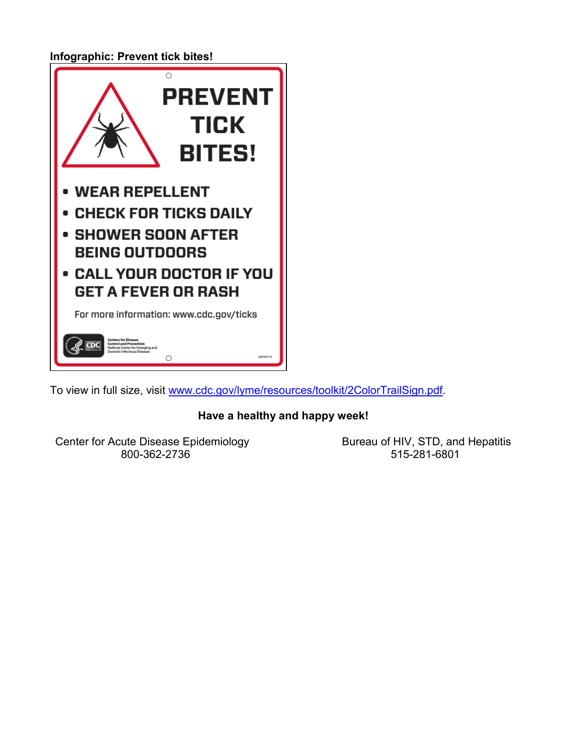**Infographic: Prevent tick bites!**

PREVENT TICK BITES!

- WEAR REPELLENT
- CHECK FOR TICKS DAILY
- SHOWER SOON AFTER BEING OUTDOORS
- CALL YOUR DOCTOR IF YOU GET A FEVER OR RASH

For more information: www.cdc.gov/ticks

Centers for Disease Control and Prevention
National Center for Emerging and Zoonotic Infectious Diseases

To view in full size, visit [www.cdc.gov/lyme/resources/toolkit/2ColorTrailSign.pdf](www.cdc.gov/lyme/resources/toolkit/2ColorTrailSign.pdf).

**Have a healthy and happy week!**

Center for Acute Disease Epidemiology
800-362-2736

Bureau of HIV, STD, and Hepatitis
515-281-6801